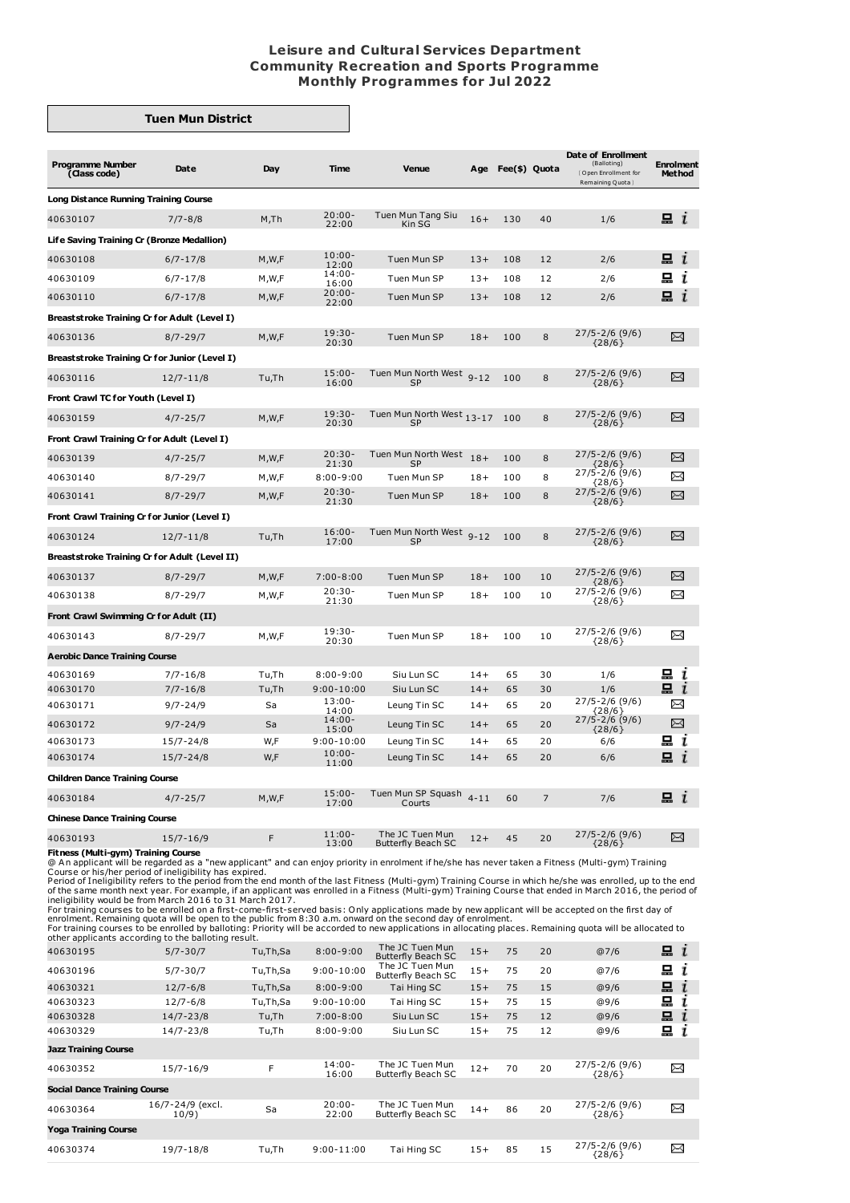# Leisure and Cultural Services Department
# Community Recreation and Sports Programme
# Monthly Programmes for Jul 2022

## Tuen Mun District

| Programme Number (Class code) | Date | Day | Time | Venue | Age | Fee($) | Quota | Date of Enrollment (Balloting) [Open Enrollment for Remaining Quota] | Enrolment Method |
|---|---|---|---|---|---|---|---|---|---|
| **Long Distance Running Training Course** | | | | | | | | | |
| 40630107 | 7/7-8/8 | M,Th | 20:00-22:00 | Tuen Mun Tang Siu Kin SG | 16+ | 130 | 40 | 1/6 | 💻 i |
| **Life Saving Training Cr (Bronze Medallion)** | | | | | | | | | |
| 40630108 | 6/7-17/8 | M,W,F | 10:00-12:00 | Tuen Mun SP | 13+ | 108 | 12 | 2/6 | 💻 i |
| 40630109 | 6/7-17/8 | M,W,F | 14:00-16:00 | Tuen Mun SP | 13+ | 108 | 12 | 2/6 | 💻 i |
| 40630110 | 6/7-17/8 | M,W,F | 20:00-22:00 | Tuen Mun SP | 13+ | 108 | 12 | 2/6 | 💻 i |
| **Breaststroke Training Cr for Adult (Level I)** | | | | | | | | | |
| 40630136 | 8/7-29/7 | M,W,F | 19:30-20:30 | Tuen Mun SP | 18+ | 100 | 8 | 27/5-2/6 (9/6) {28/6} | ✉ |
| **Breaststroke Training Cr for Junior (Level I)** | | | | | | | | | |
| 40630116 | 12/7-11/8 | Tu,Th | 15:00-16:00 | Tuen Mun North West SP | 9-12 | 100 | 8 | 27/5-2/6 (9/6) {28/6} | ✉ |
| **Front Crawl TC for Youth (Level I)** | | | | | | | | | |
| 40630159 | 4/7-25/7 | M,W,F | 19:30-20:30 | Tuen Mun North West SP | 13-17 | 100 | 8 | 27/5-2/6 (9/6) {28/6} | ✉ |
| **Front Crawl Training Cr for Adult (Level I)** | | | | | | | | | |
| 40630139 | 4/7-25/7 | M,W,F | 20:30-21:30 | Tuen Mun North West SP | 18+ | 100 | 8 | 27/5-2/6 (9/6) {28/6} | ✉ |
| 40630140 | 8/7-29/7 | M,W,F | 8:00-9:00 | Tuen Mun SP | 18+ | 100 | 8 | 27/5-2/6 (9/6) {28/6} | ✉ |
| 40630141 | 8/7-29/7 | M,W,F | 20:30-21:30 | Tuen Mun SP | 18+ | 100 | 8 | 27/5-2/6 (9/6) {28/6} | ✉ |
| **Front Crawl Training Cr for Junior (Level I)** | | | | | | | | | |
| 40630124 | 12/7-11/8 | Tu,Th | 16:00-17:00 | Tuen Mun North West SP | 9-12 | 100 | 8 | 27/5-2/6 (9/6) {28/6} | ✉ |
| **Breaststroke Training Cr for Adult (Level II)** | | | | | | | | | |
| 40630137 | 8/7-29/7 | M,W,F | 7:00-8:00 | Tuen Mun SP | 18+ | 100 | 10 | 27/5-2/6 (9/6) {28/6} | ✉ |
| 40630138 | 8/7-29/7 | M,W,F | 20:30-21:30 | Tuen Mun SP | 18+ | 100 | 10 | 27/5-2/6 (9/6) {28/6} | ✉ |
| **Front Crawl Swimming Cr for Adult (II)** | | | | | | | | | |
| 40630143 | 8/7-29/7 | M,W,F | 19:30-20:30 | Tuen Mun SP | 18+ | 100 | 10 | 27/5-2/6 (9/6) {28/6} | ✉ |
| **Aerobic Dance Training Course** | | | | | | | | | |
| 40630169 | 7/7-16/8 | Tu,Th | 8:00-9:00 | Siu Lun SC | 14+ | 65 | 30 | 1/6 | 💻 i |
| 40630170 | 7/7-16/8 | Tu,Th | 9:00-10:00 | Siu Lun SC | 14+ | 65 | 30 | 1/6 | 💻 i |
| 40630171 | 9/7-24/9 | Sa | 13:00-14:00 | Leung Tin SC | 14+ | 65 | 20 | 27/5-2/6 (9/6) {28/6} | ✉ |
| 40630172 | 9/7-24/9 | Sa | 14:00-15:00 | Leung Tin SC | 14+ | 65 | 20 | 27/5-2/6 (9/6) {28/6} | ✉ |
| 40630173 | 15/7-24/8 | W,F | 9:00-10:00 | Leung Tin SC | 14+ | 65 | 20 | 6/6 | 💻 i |
| 40630174 | 15/7-24/8 | W,F | 10:00-11:00 | Leung Tin SC | 14+ | 65 | 20 | 6/6 | 💻 i |
| **Children Dance Training Course** | | | | | | | | | |
| 40630184 | 4/7-25/7 | M,W,F | 15:00-17:00 | Tuen Mun SP Squash Courts | 4-11 | 60 | 7 | 7/6 | 💻 i |
| **Chinese Dance Training Course** | | | | | | | | | |
| 40630193 | 15/7-16/9 | F | 11:00-13:00 | The JC Tuen Mun Butterfly Beach SC | 12+ | 45 | 20 | 27/5-2/6 (9/6) {28/6} | ✉ |
| **Fitness (Multi-gym) Training Course** | | | | | | | | | |
| 40630195 | 5/7-30/7 | Tu,Th,Sa | 8:00-9:00 | The JC Tuen Mun Butterfly Beach SC | 15+ | 75 | 20 | @7/6 | 💻 i |
| 40630196 | 5/7-30/7 | Tu,Th,Sa | 9:00-10:00 | The JC Tuen Mun Butterfly Beach SC | 15+ | 75 | 20 | @7/6 | 💻 i |
| 40630321 | 12/7-6/8 | Tu,Th,Sa | 8:00-9:00 | Tai Hing SC | 15+ | 75 | 15 | @9/6 | 💻 i |
| 40630323 | 12/7-6/8 | Tu,Th,Sa | 9:00-10:00 | Tai Hing SC | 15+ | 75 | 15 | @9/6 | 💻 i |
| 40630328 | 14/7-23/8 | Tu,Th | 7:00-8:00 | Siu Lun SC | 15+ | 75 | 12 | @9/6 | 💻 i |
| 40630329 | 14/7-23/8 | Tu,Th | 8:00-9:00 | Siu Lun SC | 15+ | 75 | 12 | @9/6 | 💻 i |
| **Jazz Training Course** | | | | | | | | | |
| 40630352 | 15/7-16/9 | F | 14:00-16:00 | The JC Tuen Mun Butterfly Beach SC | 12+ | 70 | 20 | 27/5-2/6 (9/6) {28/6} | ✉ |
| **Social Dance Training Course** | | | | | | | | | |
| 40630364 | 16/7-24/9 (excl. 10/9) | Sa | 20:00-22:00 | The JC Tuen Mun Butterfly Beach SC | 14+ | 86 | 20 | 27/5-2/6 (9/6) {28/6} | ✉ |
| **Yoga Training Course** | | | | | | | | | |
| 40630374 | 19/7-18/8 | Tu,Th | 9:00-11:00 | Tai Hing SC | 15+ | 85 | 15 | 27/5-2/6 (9/6) {28/6} | ✉ |

Fitness (Multi-gym) Training Course notes:

@ An applicant will be regarded as a "new applicant" and can enjoy priority in enrolment if he/she has never taken a Fitness (Multi-gym) Training Course or his/her period of ineligibility has expired.
Period of Ineligibility refers to the period from the end month of the last Fitness (Multi-gym) Training Course in which he/she was enrolled, up to the end of the same month next year. For example, if an applicant was enrolled in a Fitness (Multi-gym) Training Course that ended in March 2016, the period of ineligibility would be from March 2016 to 31 March 2017.
For training courses to be enrolled on a first-come-first-served basis: Only applications made by new applicant will be accepted on the first day of enrolment. Remaining quota will be open to the public from 8:30 a.m. onward on the second day of enrolment.
For training courses to be enrolled by balloting: Priority will be accorded to new applications in allocating places. Remaining quota will be allocated to other applicants according to the balloting result.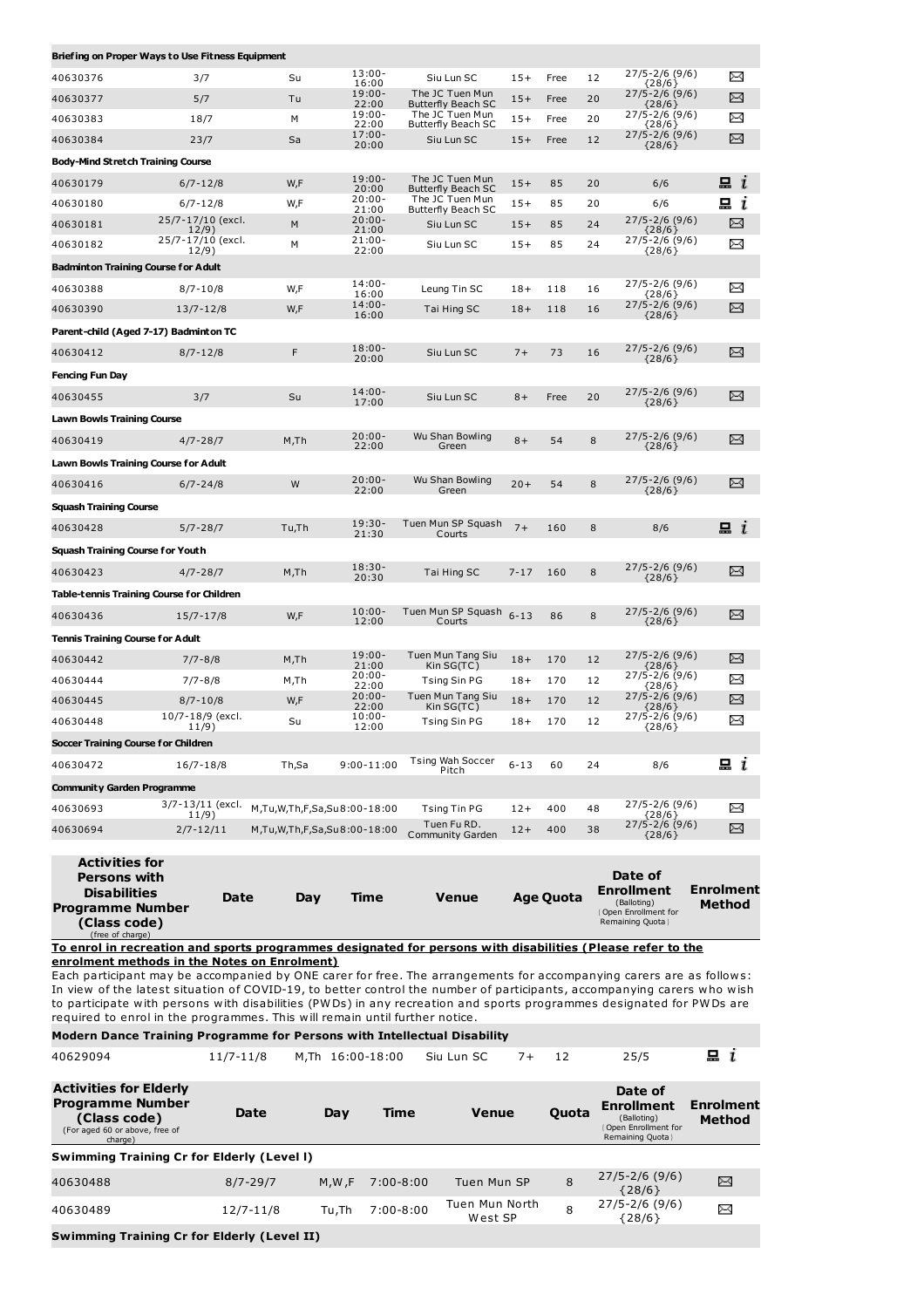| | | | | | | | | | |
|---|---|---|---|---|---|---|---|---|---|
| **Briefing on Proper Ways to Use Fitness Equipment** | | | | | | | | | |
| 40630376 | 3/7 | Su | 13:00-16:00 | Siu Lun SC | 15+ | Free | 12 | 27/5-2/6 (9/6) {28/6} | ✉ |
| 40630377 | 5/7 | Tu | 19:00-22:00 | The JC Tuen Mun Butterfly Beach SC | 15+ | Free | 20 | 27/5-2/6 (9/6) {28/6} | ✉ |
| 40630383 | 18/7 | M | 19:00-22:00 | The JC Tuen Mun Butterfly Beach SC | 15+ | Free | 20 | 27/5-2/6 (9/6) {28/6} | ✉ |
| 40630384 | 23/7 | Sa | 17:00-20:00 | Siu Lun SC | 15+ | Free | 12 | 27/5-2/6 (9/6) {28/6} | ✉ |
| **Body-Mind Stretch Training Course** | | | | | | | | | |
| 40630179 | 6/7-12/8 | W,F | 19:00-20:00 | The JC Tuen Mun Butterfly Beach SC | 15+ | 85 | 20 | 6/6 | 💻 i |
| 40630180 | 6/7-12/8 | W,F | 20:00-21:00 | The JC Tuen Mun Butterfly Beach SC | 15+ | 85 | 20 | 6/6 | 💻 i |
| 40630181 | 25/7-17/10 (excl. 12/9) | M | 20:00-21:00 | Siu Lun SC | 15+ | 85 | 24 | 27/5-2/6 (9/6) {28/6} | ✉ |
| 40630182 | 25/7-17/10 (excl. 12/9) | M | 21:00-22:00 | Siu Lun SC | 15+ | 85 | 24 | 27/5-2/6 (9/6) {28/6} | ✉ |
| **Badminton Training Course for Adult** | | | | | | | | | |
| 40630388 | 8/7-10/8 | W,F | 14:00-16:00 | Leung Tin SC | 18+ | 118 | 16 | 27/5-2/6 (9/6) {28/6} | ✉ |
| 40630390 | 13/7-12/8 | W,F | 14:00-16:00 | Tai Hing SC | 18+ | 118 | 16 | 27/5-2/6 (9/6) {28/6} | ✉ |
| **Parent-child (Aged 7-17) Badminton TC** | | | | | | | | | |
| 40630412 | 8/7-12/8 | F | 18:00-20:00 | Siu Lun SC | 7+ | 73 | 16 | 27/5-2/6 (9/6) {28/6} | ✉ |
| **Fencing Fun Day** | | | | | | | | | |
| 40630455 | 3/7 | Su | 14:00-17:00 | Siu Lun SC | 8+ | Free | 20 | 27/5-2/6 (9/6) {28/6} | ✉ |
| **Lawn Bowls Training Course** | | | | | | | | | |
| 40630419 | 4/7-28/7 | M,Th | 20:00-22:00 | Wu Shan Bowling Green | 8+ | 54 | 8 | 27/5-2/6 (9/6) {28/6} | ✉ |
| **Lawn Bowls Training Course for Adult** | | | | | | | | | |
| 40630416 | 6/7-24/8 | W | 20:00-22:00 | Wu Shan Bowling Green | 20+ | 54 | 8 | 27/5-2/6 (9/6) {28/6} | ✉ |
| **Squash Training Course** | | | | | | | | | |
| 40630428 | 5/7-28/7 | Tu,Th | 19:30-21:30 | Tuen Mun SP Squash Courts | 7+ | 160 | 8 | 8/6 | 💻 i |
| **Squash Training Course for Youth** | | | | | | | | | |
| 40630423 | 4/7-28/7 | M,Th | 18:30-20:30 | Tai Hing SC | 7-17 | 160 | 8 | 27/5-2/6 (9/6) {28/6} | ✉ |
| **Table-tennis Training Course for Children** | | | | | | | | | |
| 40630436 | 15/7-17/8 | W,F | 10:00-12:00 | Tuen Mun SP Squash Courts | 6-13 | 86 | 8 | 27/5-2/6 (9/6) {28/6} | ✉ |
| **Tennis Training Course for Adult** | | | | | | | | | |
| 40630442 | 7/7-8/8 | M,Th | 19:00-21:00 | Tuen Mun Tang Siu Kin SG(TC) | 18+ | 170 | 12 | 27/5-2/6 (9/6) {28/6} | ✉ |
| 40630444 | 7/7-8/8 | M,Th | 20:00-22:00 | Tsing Sin PG | 18+ | 170 | 12 | 27/5-2/6 (9/6) {28/6} | ✉ |
| 40630445 | 8/7-10/8 | W,F | 20:00-22:00 | Tuen Mun Tang Siu Kin SG(TC) | 18+ | 170 | 12 | 27/5-2/6 (9/6) {28/6} | ✉ |
| 40630448 | 10/7-18/9 (excl. 11/9) | Su | 10:00-12:00 | Tsing Sin PG | 18+ | 170 | 12 | 27/5-2/6 (9/6) {28/6} | ✉ |
| **Soccer Training Course for Children** | | | | | | | | | |
| 40630472 | 16/7-18/8 | Th,Sa | 9:00-11:00 | Tsing Wah Soccer Pitch | 6-13 | 60 | 24 | 8/6 | 💻 i |
| **Community Garden Programme** | | | | | | | | | |
| 40630693 | 3/7-13/11 (excl. 11/9) | M,Tu,W,Th,F,Sa,Su | 8:00-18:00 | Tsing Tin PG | 12+ | 400 | 48 | 27/5-2/6 (9/6) {28/6} | ✉ |
| 40630694 | 2/7-12/11 | M,Tu,W,Th,F,Sa,Su | 8:00-18:00 | Tuen Fu RD. Community Garden | 12+ | 400 | 38 | 27/5-2/6 (9/6) {28/6} | ✉ |

| **Activities for Persons with Disabilities Programme Number (Class code)** (free of charge) | **Date** | **Day** | **Time** | **Venue** | **Age** | **Quota** | **Date of Enrolment** (Balloting) (Open Enrollment for Remaining Quota) | **Enrolment Method** |
|---|---|---|---|---|---|---|---|---|

**To enrol in recreation and sports programmes designated for persons with disabilities (Please refer to the enrolment methods in the Notes on Enrolment)**

Each participant may be accompanied by ONE carer for free. The arrangements for accompanying carers are as follows: In view of the latest situation of COVID-19, to better control the number of participants, accompanying carers who wish to participate with persons with disabilities (PWDs) in any recreation and sports programmes designated for PWDs are required to enrol in the programmes. This will remain until further notice.

| | | | | | | | | |
|---|---|---|---|---|---|---|---|---|
| **Modern Dance Training Programme for Persons with Intellectual Disability** | | | | | | | | |
| 40629094 | 11/7-11/8 | M,Th | 16:00-18:00 | Siu Lun SC | 7+ | 12 | 25/5 | 💻 i |

| **Activities for Elderly Programme Number (Class code)** (For aged 60 or above, free of charge) | **Date** | **Day** | **Time** | **Venue** | **Quota** | **Date of Enrolment** (Balloting) (Open Enrollment for Remaining Quota) | **Enrolment Method** |
|---|---|---|---|---|---|---|---|
| **Swimming Training Cr for Elderly (Level I)** | | | | | | | |
| 40630488 | 8/7-29/7 | M,W,F | 7:00-8:00 | Tuen Mun SP | 8 | 27/5-2/6 (9/6) {28/6} | ✉ |
| 40630489 | 12/7-11/8 | Tu,Th | 7:00-8:00 | Tuen Mun North West SP | 8 | 27/5-2/6 (9/6) {28/6} | ✉ |
| **Swimming Training Cr for Elderly (Level II)** | | | | | | | |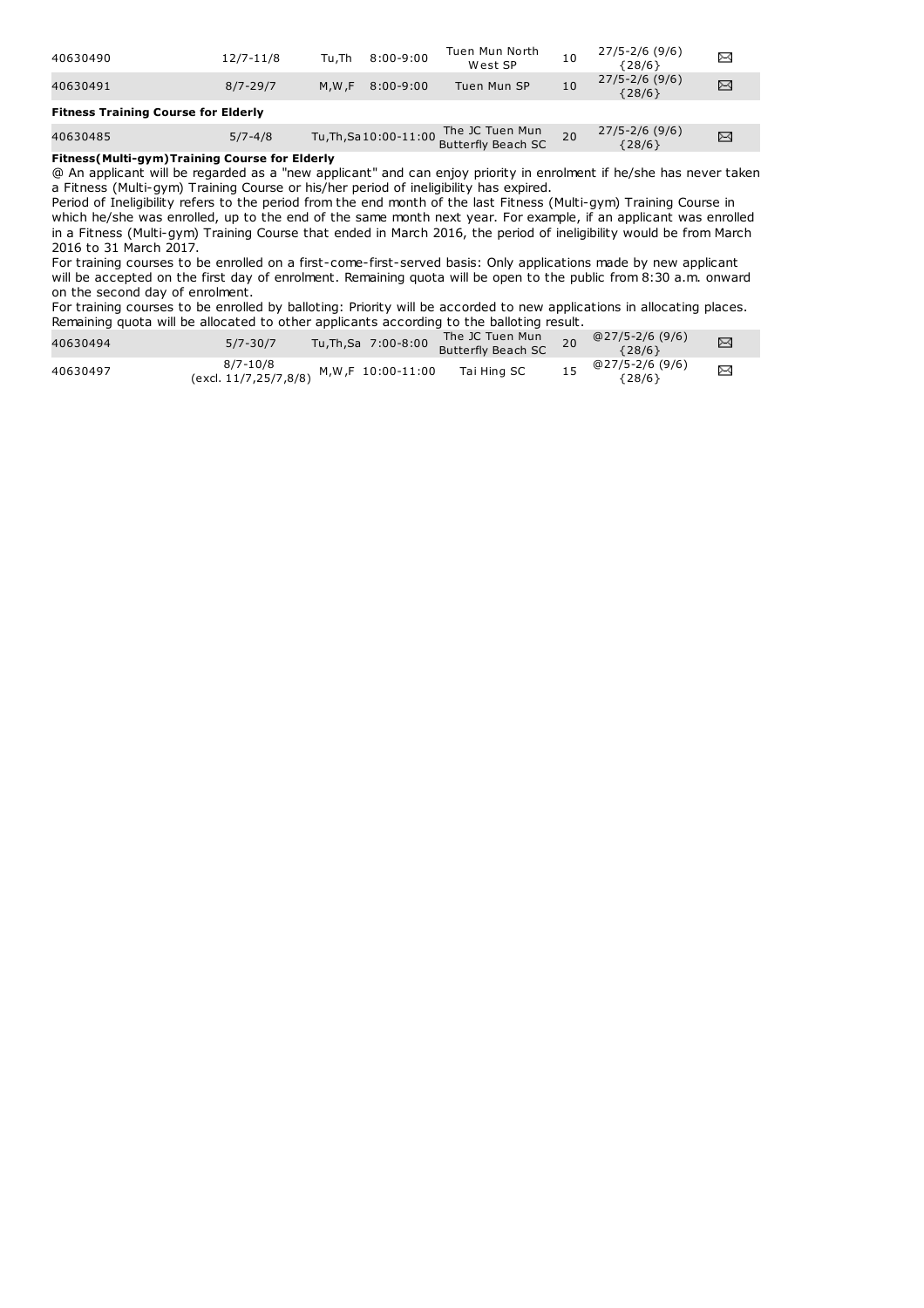| | | | | | | | |
|---|---|---|---|---|---|---|---|
| 40630490 | 12/7-11/8 | Tu,Th | 8:00-9:00 | Tuen Mun North West SP | 10 | 27/5-2/6 (9/6) {28/6} | ✉ |
| 40630491 | 8/7-29/7 | M,W,F | 8:00-9:00 | Tuen Mun SP | 10 | 27/5-2/6 (9/6) {28/6} | ✉ |

**Fitness Training Course for Elderly**

| | | | | | | | |
|---|---|---|---|---|---|---|---|
| 40630485 | 5/7-4/8 | Tu,Th,Sa | 10:00-11:00 | The JC Tuen Mun Butterfly Beach SC | 20 | 27/5-2/6 (9/6) {28/6} | ✉ |

**Fitness(Multi-gym)Training Course for Elderly**

@ An applicant will be regarded as a "new applicant" and can enjoy priority in enrolment if he/she has never taken a Fitness (Multi-gym) Training Course or his/her period of ineligibility has expired.

Period of Ineligibility refers to the period from the end month of the last Fitness (Multi-gym) Training Course in which he/she was enrolled, up to the end of the same month next year. For example, if an applicant was enrolled in a Fitness (Multi-gym) Training Course that ended in March 2016, the period of ineligibility would be from March 2016 to 31 March 2017.

For training courses to be enrolled on a first-come-first-served basis: Only applications made by new applicant will be accepted on the first day of enrolment. Remaining quota will be open to the public from 8:30 a.m. onward on the second day of enrolment.

For training courses to be enrolled by balloting: Priority will be accorded to new applications in allocating places. Remaining quota will be allocated to other applicants according to the balloting result.

| | | | | | | | |
|---|---|---|---|---|---|---|---|
| 40630494 | 5/7-30/7 | Tu,Th,Sa | 7:00-8:00 | The JC Tuen Mun Butterfly Beach SC | 20 | @27/5-2/6 (9/6) {28/6} | ✉ |
| 40630497 | 8/7-10/8 (excl. 11/7,25/7,8/8) | M,W,F | 10:00-11:00 | Tai Hing SC | 15 | @27/5-2/6 (9/6) {28/6} | ✉ |